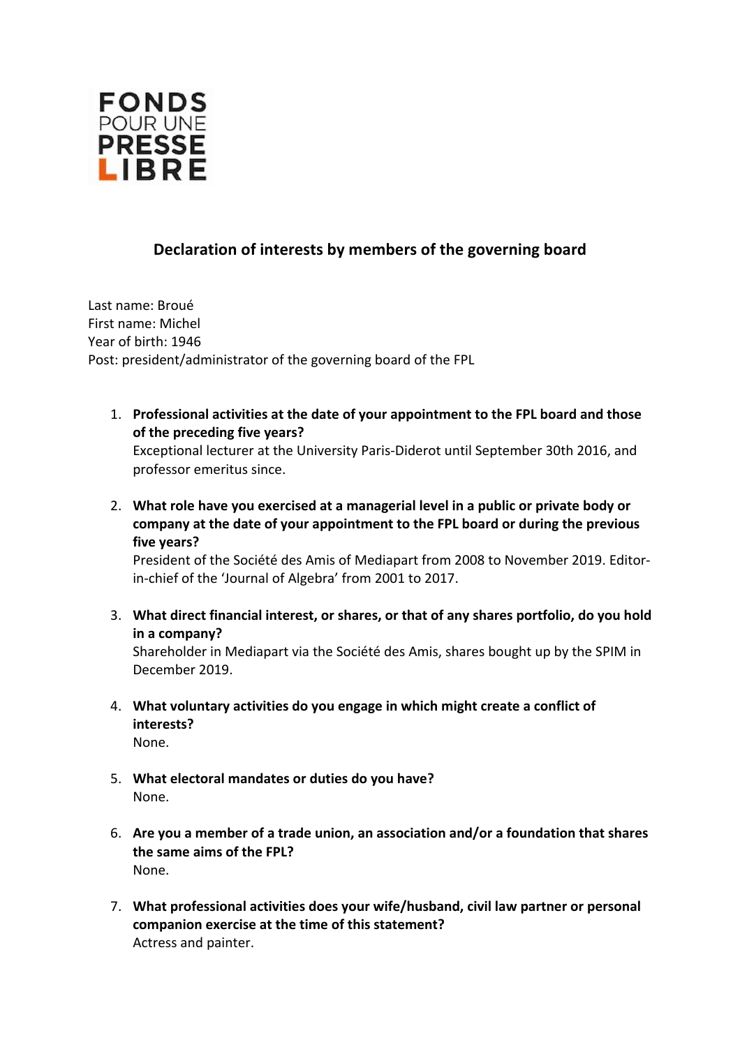FONDS POUR UNE PRESSE LIBRE

## Declaration of interests by members of the governing board

Last name: Broué
First name: Michel
Year of birth: 1946
Post: president/administrator of the governing board of the FPL

1. **Professional activities at the date of your appointment to the FPL board and those of the preceding five years?**
   Exceptional lecturer at the University Paris-Diderot until September 30th 2016, and professor emeritus since.

2. **What role have you exercised at a managerial level in a public or private body or company at the date of your appointment to the FPL board or during the previous five years?**
   President of the Société des Amis of Mediapart from 2008 to November 2019. Editor-in-chief of the 'Journal of Algebra' from 2001 to 2017.

3. **What direct financial interest, or shares, or that of any shares portfolio, do you hold in a company?**
   Shareholder in Mediapart via the Société des Amis, shares bought up by the SPIM in December 2019.

4. **What voluntary activities do you engage in which might create a conflict of interests?**
   None.

5. **What electoral mandates or duties do you have?**
   None.

6. **Are you a member of a trade union, an association and/or a foundation that shares the same aims of the FPL?**
   None.

7. **What professional activities does your wife/husband, civil law partner or personal companion exercise at the time of this statement?**
   Actress and painter.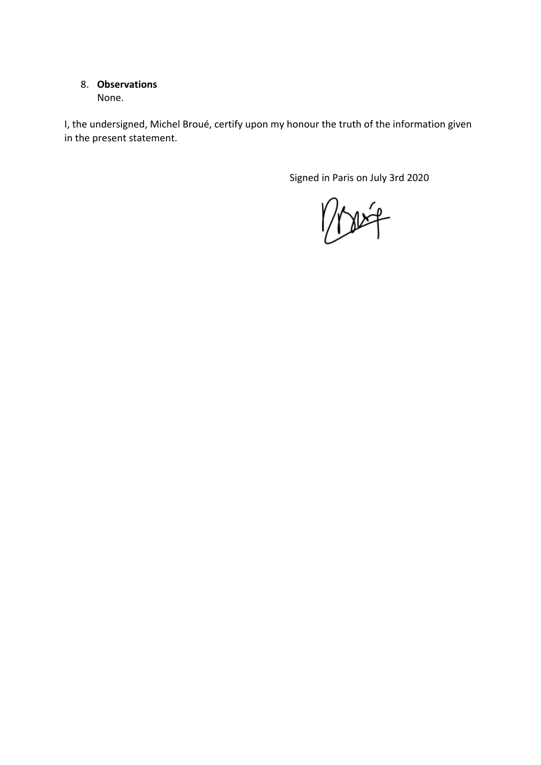8. **Observations**
   None.

I, the undersigned, Michel Broué, certify upon my honour the truth of the information given in the present statement.

Signed in Paris on July 3rd 2020